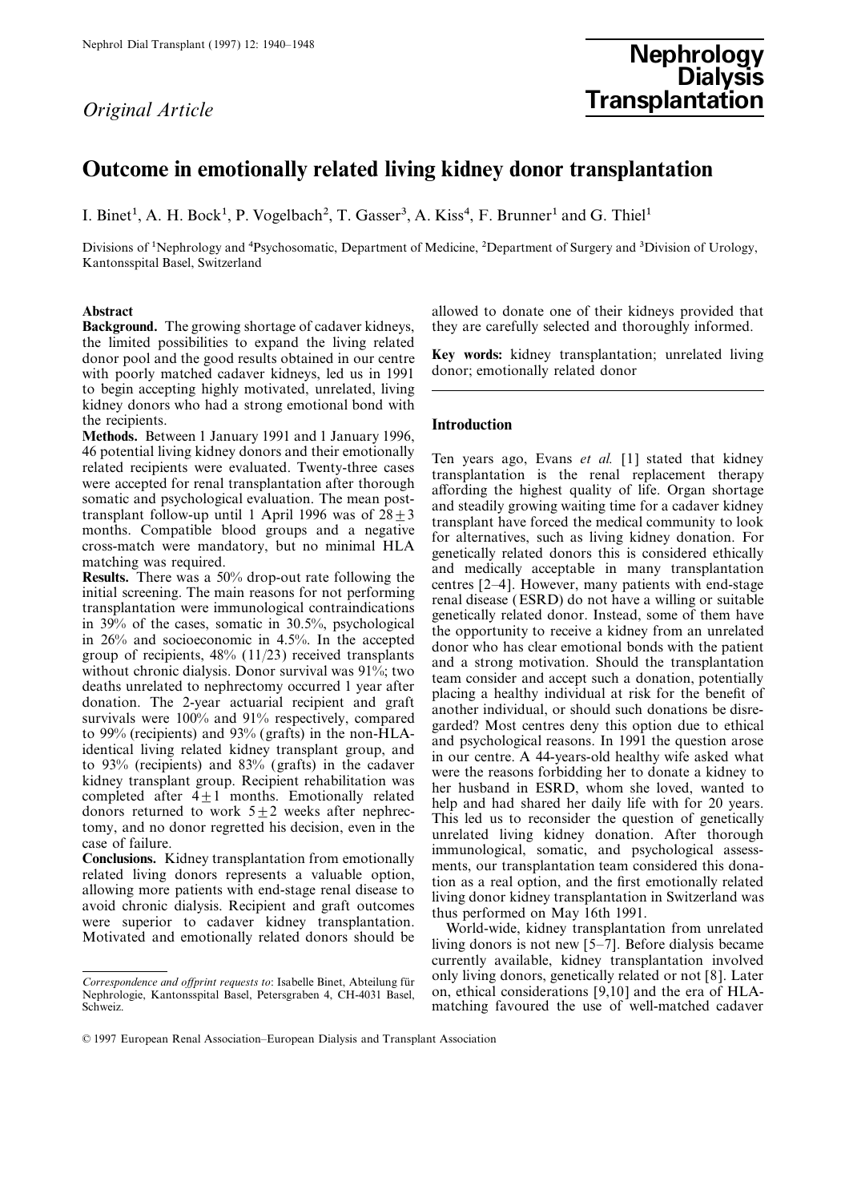*Original Article*

# Outcome in emotionally related living kidney donor transplantation

I. Binet[1], A. H. Bock[1], P. Vogelbach[2], T. Gasser[3], A. Kiss[4], F. Brunner[1] and G. Thiel[1]

Divisions of [1]Nephrology and [4]Psychosomatic, Department of Medicine, [2]Department of Surgery and [3]Division of Urology, Kantonsspital Basel, Switzerland

**Abstract**

**Background.** The growing shortage of cadaver kidneys, the limited possibilities to expand the living related donor pool and the good results obtained in our centre with poorly matched cadaver kidneys, led us in 1991 to begin accepting highly motivated, unrelated, living kidney donors who had a strong emotional bond with the recipients.

**Methods.** Between 1 January 1991 and 1 January 1996, 46 potential living kidney donors and their emotionally related recipients were evaluated. Twenty-three cases were accepted for renal transplantation after thorough somatic and psychological evaluation. The mean post-transplant follow-up until 1 April 1996 was of $28 \pm 3$ months. Compatible blood groups and a negative cross-match were mandatory, but no minimal HLA matching was required.

**Results.** There was a 50% drop-out rate following the initial screening. The main reasons for not performing transplantation were immunological contraindications in 39% of the cases, somatic in 30.5%, psychological in 26% and socioeconomic in 4.5%. In the accepted group of recipients, 48% (11/23) received transplants without chronic dialysis. Donor survival was 91%; two deaths unrelated to nephrectomy occurred 1 year after donation. The 2-year actuarial recipient and graft survivals were 100% and 91% respectively, compared to 99% (recipients) and 93% (grafts) in the non-HLA-identical living related kidney transplant group, and to 93% (recipients) and 83% (grafts) in the cadaver kidney transplant group. Recipient rehabilitation was completed after $4 \pm 1$ months. Emotionally related donors returned to work $5 \pm 2$ weeks after nephrectomy, and no donor regretted his decision, even in the case of failure.

**Conclusions.** Kidney transplantation from emotionally related living donors represents a valuable option, allowing more patients with end-stage renal disease to avoid chronic dialysis. Recipient and graft outcomes were superior to cadaver kidney transplantation. Motivated and emotionally related donors should be allowed to donate one of their kidneys provided that they are carefully selected and thoroughly informed.

**Key words:** kidney transplantation; unrelated living donor; emotionally related donor

*Correspondence and offprint requests to*: Isabelle Binet, Abteilung für Nephrologie, Kantonsspital Basel, Petersgraben 4, CH-4031 Basel, Schweiz.

## Introduction

Ten years ago, Evans *et al.* [1] stated that kidney transplantation is the renal replacement therapy affording the highest quality of life. Organ shortage and steadily growing waiting time for a cadaver kidney transplant have forced the medical community to look for alternatives, such as living kidney donation. For genetically related donors this is considered ethically and medically acceptable in many transplantation centres [2–4]. However, many patients with end-stage renal disease (ESRD) do not have a willing or suitable genetically related donor. Instead, some of them have the opportunity to receive a kidney from an unrelated donor who has clear emotional bonds with the patient and a strong motivation. Should the transplantation team consider and accept such a donation, potentially placing a healthy individual at risk for the benefit of another individual, or should such donations be disregarded? Most centres deny this option due to ethical and psychological reasons. In 1991 the question arose in our centre. A 44-years-old healthy wife asked what were the reasons forbidding her to donate a kidney to her husband in ESRD, whom she loved, wanted to help and had shared her daily life with for 20 years. This led us to reconsider the question of genetically unrelated living kidney donation. After thorough immunological, somatic, and psychological assessments, our transplantation team considered this donation as a real option, and the first emotionally related living donor kidney transplantation in Switzerland was thus performed on May 16th 1991.

World-wide, kidney transplantation from unrelated living donors is not new [5–7]. Before dialysis became currently available, kidney transplantation involved only living donors, genetically related or not [8]. Later on, ethical considerations [9,10] and the era of HLA-matching favoured the use of well-matched cadaver

© 1997 European Renal Association–European Dialysis and Transplant Association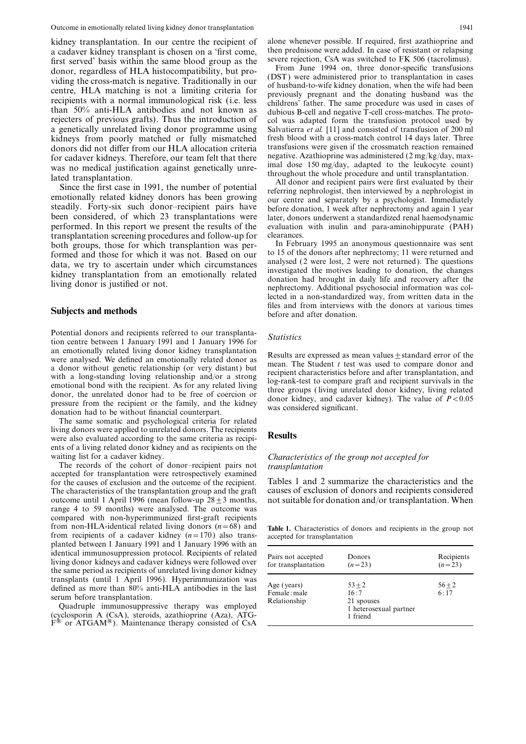kidney transplantation. In our centre the recipient of a cadaver kidney transplant is chosen on a 'first come, first served' basis within the same blood group as the donor, regardless of HLA histocompatibility, but providing the cross-match is negative. Traditionally in our centre, HLA matching is not a limiting criteria for recipients with a normal immunological risk (i.e. less than 50% anti-HLA antibodies and not known as rejecters of previous grafts). Thus the introduction of a genetically unrelated living donor programme using kidneys from poorly matched or fully mismatched donors did not differ from our HLA allocation criteria for cadaver kidneys. Therefore, our team felt that there was no medical justification against genetically unrelated transplantation.

Since the first case in 1991, the number of potential emotionally related kidney donors has been growing steadily. Forty-six such donor–recipient pairs have been considered, of which 23 transplantations were performed. In this report we present the results of the transplantation screening procedures and follow-up for both groups, those for which transplantion was performed and those for which it was not. Based on our data, we try to ascertain under which circumstances kidney transplantation from an emotionally related living donor is justified or not.

## Subjects and methods

Potential donors and recipients referred to our transplantation centre between 1 January 1991 and 1 January 1996 for an emotionally related living donor kidney transplantation were analysed. We defined an emotionally related donor as a donor without genetic relationship (or very distant) but with a long-standing loving relationship and/or a strong emotional bond with the recipient. As for any related living donor, the unrelated donor had to be free of coercion or pressure from the recipient or the family, and the kidney donation had to be without financial counterpart.

The same somatic and psychological criteria for related living donors were applied to unrelated donors. The recipients were also evaluated according to the same criteria as recipients of a living related donor kidney and as recipients on the waiting list for a cadaver kidney.

The records of the cohort of donor–recipient pairs not accepted for transplantation were retrospectively examined for the causes of exclusion and the outcome of the recipient. The characteristics of the transplantation group and the graft outcome until 1 April 1996 (mean follow-up $28 \pm 3$ months, range 4 to 59 months) were analysed. The outcome was compared with non-hyperimmunized first-graft recipients from non-HLA-identical related living donors ($n=68$) and from recipients of a cadaver kidney ($n=170$) also transplanted between 1 January 1991 and 1 January 1996 with an identical immunosuppression protocol. Recipients of related living donor kidneys and cadaver kidneys were followed over the same period as recipients of unrelated living donor kidney transplants (until 1 April 1996). Hyperimmunization was defined as more than 80% anti-HLA antibodies in the last serum before transplantation.

Quadruple immunosuppressive therapy was employed (cyclosporin A (CsA), steroids, azathioprine (Aza), ATG-F® or ATGAM®). Maintenance therapy consisted of CsA alone whenever possible. If required, first azathioprine and then prednisone were added. In case of resistant or relapsing severe rejection, CsA was switched to FK 506 (tacrolimus).

From June 1994 on, three donor-specific transfusions (DST) were administered prior to transplantation in cases of husband-to-wife kidney donation, when the wife had been previously pregnant and the donating husband was the childrens' father. The same procedure was used in cases of dubious B-cell and negative T-cell cross-matches. The protocol was adapted form the transfusion protocol used by Salvatierra *et al.* [11] and consisted of transfusion of 200 ml fresh blood with a cross-match control 14 days later. Three transfusions were given if the crossmatch reaction remained negative. Azathioprine was administered (2 mg/kg/day, maximal dose 150 mg/day, adapted to the leukocyte count) throughout the whole procedure and until transplantation.

All donor and recipient pairs were first evaluated by their referring nephrologist, then interviewed by a nephrologist in our centre and separately by a psychologist. Immediately before donation, 1 week after nephrectomy and again 1 year later, donors underwent a standardized renal haemodynamic evaluation with inulin and para-aminohippurate (PAH) clearances.

In February 1995 an anonymous questionnaire was sent to 15 of the donors after nephrectomy; 11 were returned and analysed (2 were lost, 2 were not returned). The questions investigated the motives leading to donation, the changes donation had brought in daily life and recovery after the nephrectomy. Additional psychosocial information was collected in a non-standardized way, from written data in the files and from interviews with the donors at various times before and after donation.

### *Statistics*

Results are expressed as mean values ± standard error of the mean. The Student *t* test was used to compare donor and recipient characteristics before and after transplantation, and log-rank-test to compare graft and recipient survivals in the three groups (living unrelated donor kidney, living related donor kidney, and cadaver kidney). The value of $P < 0.05$ was considered significant.

## Results

### *Characteristics of the group not accepted for transplantation*

Tables 1 and 2 summarize the characteristics and the causes of exclusion of donors and recipients considered not suitable for donation and/or transplantation. When

**Table 1.** Characteristics of donors and recipients in the group not accepted for transplantation

| Pairs not accepted for transplantation | Donors ($n=23$) | Recipients ($n=23$) |
|---|---|---|
| Age (years) | $53 \pm 2$ | $56 \pm 2$ |
| Female : male | 16 : 7 | 6 : 17 |
| Relationship | 21 spouses<br>1 heterosexual partner<br>1 friend | |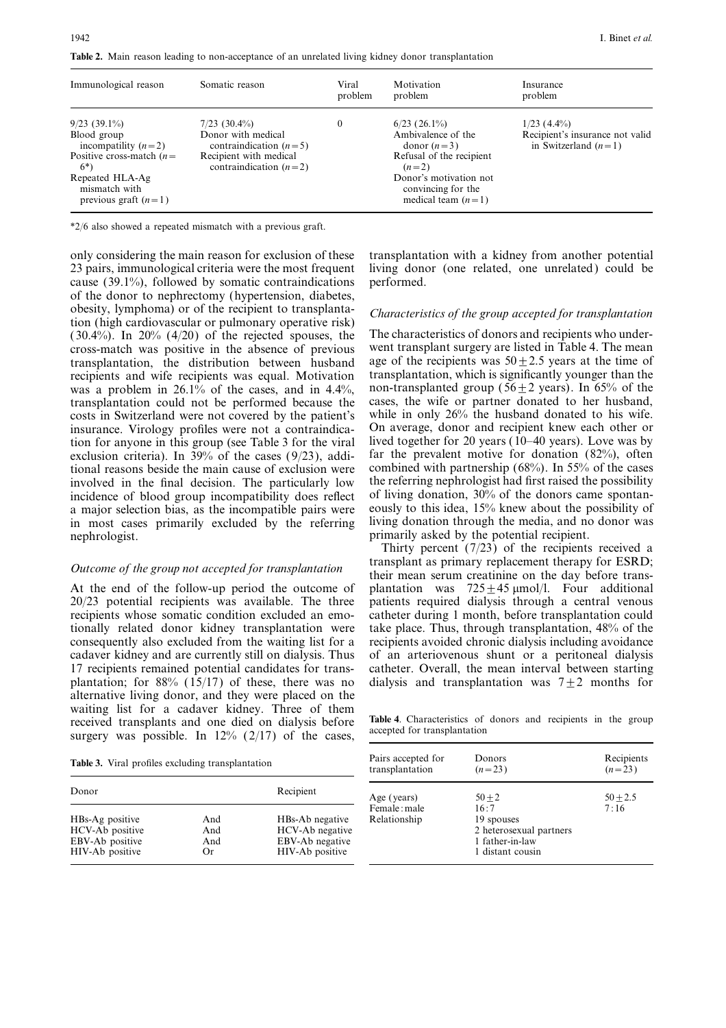**Table 2.** Main reason leading to non-acceptance of an unrelated living kidney donor transplantation

| Immunological reason | Somatic reason | Viral problem | Motivation problem | Insurance problem |
|---|---|---|---|---|
| 9/23 (39.1%)<br>Blood group incompatility ($n=2$)<br>Positive cross-match ($n=6$*)<br>Repeated HLA-Ag mismatch with previous graft ($n=1$) | 7/23 (30.4%)<br>Donor with medical contraindication ($n=5$)<br>Recipient with medical contraindication ($n=2$) | 0 | 6/23 (26.1%)<br>Ambivalence of the donor ($n=3$)<br>Refusal of the recipient ($n=2$)<br>Donor's motivation not convincing for the medical team ($n=1$) | 1/23 (4.4%)<br>Recipient's insurance not valid in Switzerland ($n=1$) |

*2/6 also showed a repeated mismatch with a previous graft.

only considering the main reason for exclusion of these 23 pairs, immunological criteria were the most frequent cause (39.1%), followed by somatic contraindications of the donor to nephrectomy (hypertension, diabetes, obesity, lymphoma) or of the recipient to transplantation (high cardiovascular or pulmonary operative risk) (30.4%). In 20% (4/20) of the rejected spouses, the cross-match was positive in the absence of previous transplantation, the distribution between husband recipients and wife recipients was equal. Motivation was a problem in 26.1% of the cases, and in 4.4%, transplantation could not be performed because the costs in Switzerland were not covered by the patient's insurance. Virology profiles were not a contraindication for anyone in this group (see Table 3 for the viral exclusion criteria). In 39% of the cases (9/23), additional reasons beside the main cause of exclusion were involved in the final decision. The particularly low incidence of blood group incompatibility does reflect a major selection bias, as the incompatible pairs were in most cases primarily excluded by the referring nephrologist.

### *Outcome of the group not accepted for transplantation*

At the end of the follow-up period the outcome of 20/23 potential recipients was available. The three recipients whose somatic condition excluded an emotionally related donor kidney transplantation were consequently also excluded from the waiting list for a cadaver kidney and are currently still on dialysis. Thus 17 recipients remained potential candidates for transplantation; for 88% (15/17) of these, there was no alternative living donor, and they were placed on the waiting list for a cadaver kidney. Three of them received transplants and one died on dialysis before surgery was possible. In 12% (2/17) of the cases, transplantation with a kidney from another potential living donor (one related, one unrelated) could be performed.

**Table 3.** Viral profiles excluding transplantation

| Donor | | Recipient |
|---|---|---|
| HBs-Ag positive | And | HBs-Ab negative |
| HCV-Ab positive | And | HCV-Ab negative |
| EBV-Ab positive | And | EBV-Ab negative |
| HIV-Ab positive | Or | HIV-Ab positive |

### *Characteristics of the group accepted for transplantation*

The characteristics of donors and recipients who underwent transplant surgery are listed in Table 4. The mean age of the recipients was $50 \pm 2.5$ years at the time of transplantation, which is significantly younger than the non-transplanted group ($56 \pm 2$ years). In 65% of the cases, the wife or partner donated to her husband, while in only 26% the husband donated to his wife. On average, donor and recipient knew each other or lived together for 20 years (10–40 years). Love was by far the prevalent motive for donation (82%), often combined with partnership (68%). In 55% of the cases the referring nephrologist had first raised the possibility of living donation, 30% of the donors came spontaneously to this idea, 15% knew about the possibility of living donation through the media, and no donor was primarily asked by the potential recipient.

Thirty percent (7/23) of the recipients received a transplant as primary replacement therapy for ESRD; their mean serum creatinine on the day before transplantation was $725 \pm 45$ µmol/l. Four additional patients required dialysis through a central venous catheter during 1 month, before transplantation could take place. Thus, through transplantation, 48% of the recipients avoided chronic dialysis including avoidance of an arteriovenous shunt or a peritoneal dialysis catheter. Overall, the mean interval between starting dialysis and transplantation was $7 \pm 2$ months for

**Table 4.** Characteristics of donors and recipients in the group accepted for transplantation

| Pairs accepted for transplantation | Donors ($n=23$) | Recipients ($n=23$) |
|---|---|---|
| Age (years) | $50 \pm 2$ | $50 \pm 2.5$ |
| Female : male | 16 : 7 | 7 : 16 |
| Relationship | 19 spouses<br>2 heterosexual partners<br>1 father-in-law<br>1 distant cousin | |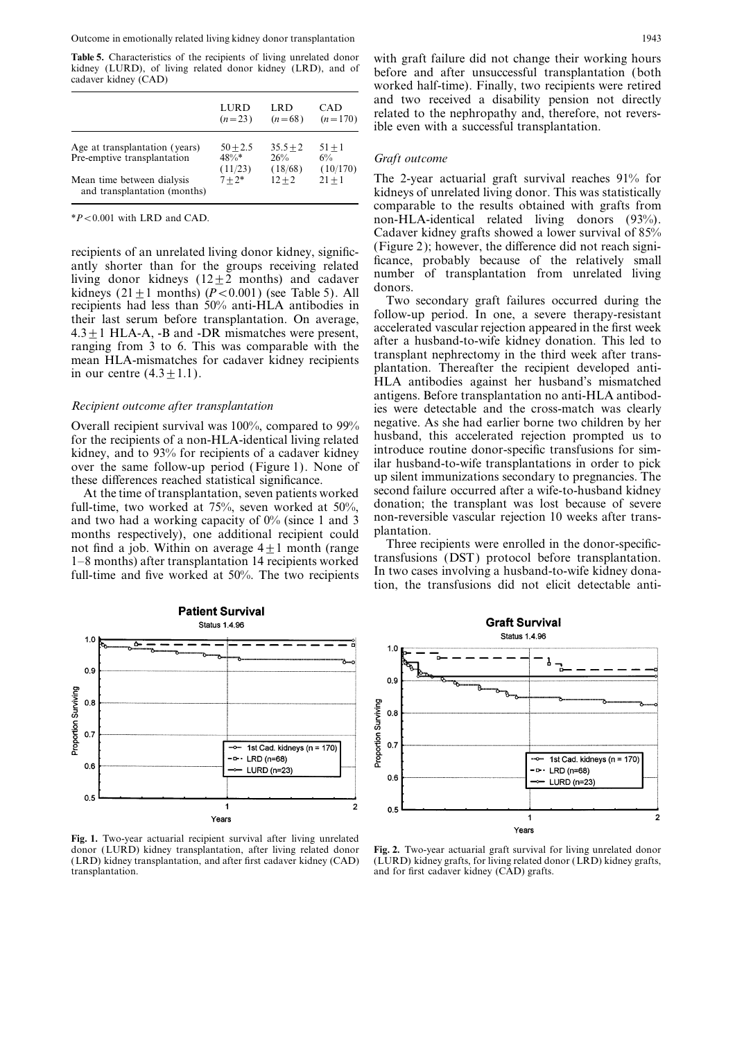**Table 5.** Characteristics of the recipients of living unrelated donor kidney (LURD), of living related donor kidney (LRD), and of cadaver kidney (CAD)

| | LURD $(n=23)$ | LRD $(n=68)$ | CAD $(n=170)$ |
|---|---|---|---|
| Age at transplantation (years) | $50 \pm 2.5$ | $35.5 \pm 2$ | $51 \pm 1$ |
| Pre-emptive transplantation | 48%* (11/23) | 26% (18/68) | 6% (10/170) |
| Mean time between dialysis and transplantation (months) | $7 \pm 2$* | $12 \pm 2$ | $21 \pm 1$ |

*$P < 0.001$ with LRD and CAD.

recipients of an unrelated living donor kidney, significantly shorter than for the groups receiving related living donor kidneys ($12 \pm 2$ months) and cadaver kidneys ($21 \pm 1$ months) ($P < 0.001$) (see Table 5). All recipients had less than 50% anti-HLA antibodies in their last serum before transplantation. On average, $4.3 \pm 1$ HLA-A, -B and -DR mismatches were present, ranging from 3 to 6. This was comparable with the mean HLA-mismatches for cadaver kidney recipients in our centre ($4.3 \pm 1.1$).

### *Recipient outcome after transplantation*

Overall recipient survival was 100%, compared to 99% for the recipients of a non-HLA-identical living related kidney, and to 93% for recipients of a cadaver kidney over the same follow-up period (Figure 1). None of these differences reached statistical significance.

At the time of transplantation, seven patients worked full-time, two worked at 75%, seven worked at 50%, and two had a working capacity of 0% (since 1 and 3 months respectively), one additional recipient could not find a job. Within on average $4 \pm 1$ month (range 1–8 months) after transplantation 14 recipients worked full-time and five worked at 50%. The two recipients with graft failure did not change their working hours before and after unsuccessful transplantation (both worked half-time). Finally, two recipients were retired and two received a disability pension not directly related to the nephropathy and, therefore, not reversible even with a successful transplantation.

### *Graft outcome*

The 2-year actuarial graft survival reaches 91% for kidneys of unrelated living donor. This was statistically comparable to the results obtained with grafts from non-HLA-identical related living donors (93%). Cadaver kidney grafts showed a lower survival of 85% (Figure 2); however, the difference did not reach significance, probably because of the relatively small number of transplantation from unrelated living donors.

Two secondary graft failures occurred during the follow-up period. In one, a severe therapy-resistant accelerated vascular rejection appeared in the first week after a husband-to-wife kidney donation. This led to transplant nephrectomy in the third week after transplantation. Thereafter the recipient developed anti-HLA antibodies against her husband's mismatched antigens. Before transplantation no anti-HLA antibodies were detectable and the cross-match was clearly negative. As she had earlier borne two children by her husband, this accelerated rejection prompted us to introduce routine donor-specific transfusions for similar husband-to-wife transplantations in order to pick up silent immunizations secondary to pregnancies. The second failure occurred after a wife-to-husband kidney donation; the transplant was lost because of severe non-reversible vascular rejection 10 weeks after transplantation.

Three recipients were enrolled in the donor-specific-transfusions (DST) protocol before transplantation. In two cases involving a husband-to-wife kidney donation, the transfusions did not elicit detectable anti-

**Fig. 1.** Two-year actuarial recipient survival after living unrelated donor (LURD) kidney transplantation, after living related donor (LRD) kidney transplantation, and after first cadaver kidney (CAD) transplantation.

**Fig. 2.** Two-year actuarial graft survival for living unrelated donor (LURD) kidney grafts, for living related donor (LRD) kidney grafts, and for first cadaver kidney (CAD) grafts.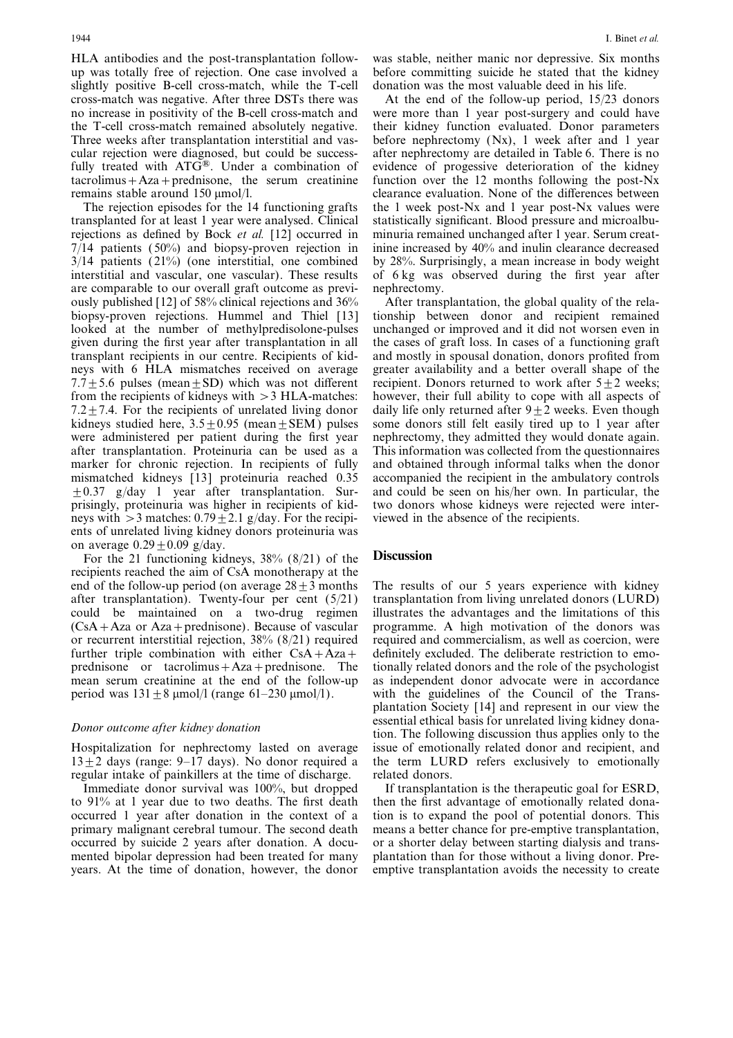HLA antibodies and the post-transplantation follow-up was totally free of rejection. One case involved a slightly positive B-cell cross-match, while the T-cell cross-match was negative. After three DSTs there was no increase in positivity of the B-cell cross-match and the T-cell cross-match remained absolutely negative. Three weeks after transplantation interstitial and vascular rejection were diagnosed, but could be successfully treated with ATG®. Under a combination of tacrolimus + Aza + prednisone, the serum creatinine remains stable around 150 μmol/l.

The rejection episodes for the 14 functioning grafts transplanted for at least 1 year were analysed. Clinical rejections as defined by Bock *et al.* [12] occurred in 7/14 patients (50%) and biopsy-proven rejection in 3/14 patients (21%) (one interstitial, one combined interstitial and vascular, one vascular). These results are comparable to our overall graft outcome as previously published [12] of 58% clinical rejections and 36% biopsy-proven rejections. Hummel and Thiel [13] looked at the number of methylpredisolone-pulses given during the first year after transplantation in all transplant recipients in our centre. Recipients of kidneys with 6 HLA mismatches received on average $7.7 \pm 5.6$ pulses (mean ± SD) which was not different from the recipients of kidneys with > 3 HLA-matches: $7.2 \pm 7.4$. For the recipients of unrelated living donor kidneys studied here, $3.5 \pm 0.95$ (mean ± SEM) pulses were administered per patient during the first year after transplantation. Proteinuria can be used as a marker for chronic rejection. In recipients of fully mismatched kidneys [13] proteinuria reached 0.35 $\pm 0.37$ g/day 1 year after transplantation. Surprisingly, proteinuria was higher in recipients of kidneys with > 3 matches: $0.79 \pm 2.1$ g/day. For the recipients of unrelated living kidney donors proteinuria was on average $0.29 \pm 0.09$ g/day.

For the 21 functioning kidneys, 38% (8/21) of the recipients reached the aim of CsA monotherapy at the end of the follow-up period (on average $28 \pm 3$ months after transplantation). Twenty-four per cent (5/21) could be maintained on a two-drug regimen (CsA + Aza or Aza + prednisone). Because of vascular or recurrent interstitial rejection, 38% (8/21) required further triple combination with either CsA + Aza + prednisone or tacrolimus + Aza + prednisone. The mean serum creatinine at the end of the follow-up period was $131 \pm 8$ μmol/l (range 61–230 μmol/l).

### *Donor outcome after kidney donation*

Hospitalization for nephrectomy lasted on average $13 \pm 2$ days (range: 9–17 days). No donor required a regular intake of painkillers at the time of discharge.

Immediate donor survival was 100%, but dropped to 91% at 1 year due to two deaths. The first death occurred 1 year after donation in the context of a primary malignant cerebral tumour. The second death occurred by suicide 2 years after donation. A documented bipolar depression had been treated for many years. At the time of donation, however, the donor was stable, neither manic nor depressive. Six months before committing suicide he stated that the kidney donation was the most valuable deed in his life.

At the end of the follow-up period, 15/23 donors were more than 1 year post-surgery and could have their kidney function evaluated. Donor parameters before nephrectomy (Nx), 1 week after and 1 year after nephrectomy are detailed in Table 6. There is no evidence of progessive deterioration of the kidney function over the 12 months following the post-Nx clearance evaluation. None of the differences between the 1 week post-Nx and 1 year post-Nx values were statistically significant. Blood pressure and microalbuminuria remained unchanged after 1 year. Serum creatinine increased by 40% and inulin clearance decreased by 28%. Surprisingly, a mean increase in body weight of 6 kg was observed during the first year after nephrectomy.

After transplantation, the global quality of the relationship between donor and recipient remained unchanged or improved and it did not worsen even in the cases of graft loss. In cases of a functioning graft and mostly in spousal donation, donors profited from greater availability and a better overall shape of the recipient. Donors returned to work after $5 \pm 2$ weeks; however, their full ability to cope with all aspects of daily life only returned after $9 \pm 2$ weeks. Even though some donors still felt easily tired up to 1 year after nephrectomy, they admitted they would donate again. This information was collected from the questionnaires and obtained through informal talks when the donor accompanied the recipient in the ambulatory controls and could be seen on his/her own. In particular, the two donors whose kidneys were rejected were interviewed in the absence of the recipients.

## Discussion

The results of our 5 years experience with kidney transplantation from living unrelated donors (LURD) illustrates the advantages and the limitations of this programme. A high motivation of the donors was required and commercialism, as well as coercion, were definitely excluded. The deliberate restriction to emotionally related donors and the role of the psychologist as independent donor advocate were in accordance with the guidelines of the Council of the Transplantation Society [14] and represent in our view the essential ethical basis for unrelated living kidney donation. The following discussion thus applies only to the issue of emotionally related donor and recipient, and the term LURD refers exclusively to emotionally related donors.

If transplantation is the therapeutic goal for ESRD, then the first advantage of emotionally related donation is to expand the pool of potential donors. This means a better chance for pre-emptive transplantation, or a shorter delay between starting dialysis and transplantation than for those without a living donor. Pre-emptive transplantation avoids the necessity to create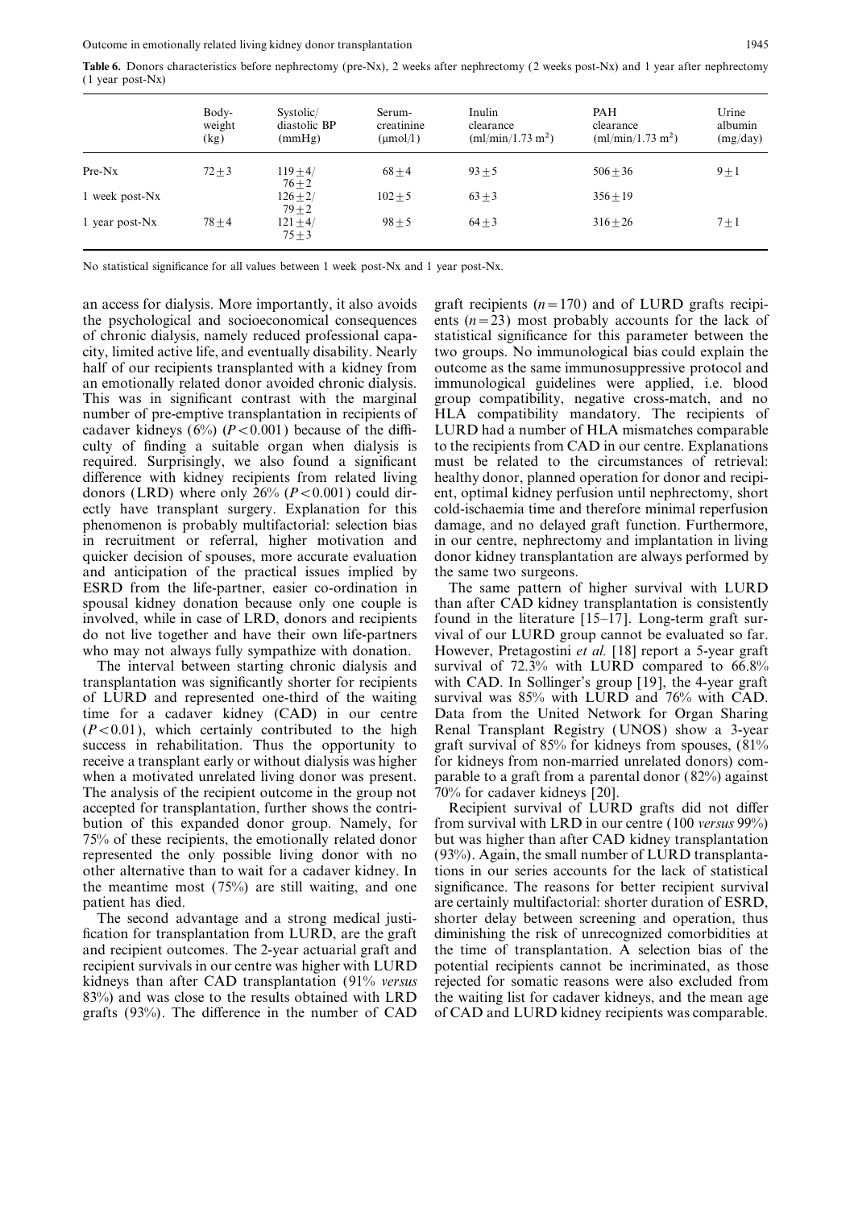**Table 6.** Donors characteristics before nephrectomy (pre-Nx), 2 weeks after nephrectomy (2 weeks post-Nx) and 1 year after nephrectomy (1 year post-Nx)

| | Body-weight (kg) | Systolic/diastolic BP (mmHg) | Serum-creatinine (μmol/l) | Inulin clearance (ml/min/1.73 m$^2$) | PAH clearance (ml/min/1.73 m$^2$) | Urine albumin (mg/day) |
|---|---|---|---|---|---|---|
| Pre-Nx | $72 \pm 3$ | $119 \pm 4$/$76 \pm 2$ | $68 \pm 4$ | $93 \pm 5$ | $506 \pm 36$ | $9 \pm 1$ |
| 1 week post-Nx | | $126 \pm 2$/$79 \pm 2$ | $102 \pm 5$ | $63 \pm 3$ | $356 \pm 19$ | |
| 1 year post-Nx | $78 \pm 4$ | $121 \pm 4$/$75 \pm 3$ | $98 \pm 5$ | $64 \pm 3$ | $316 \pm 26$ | $7 \pm 1$ |

No statistical significance for all values between 1 week post-Nx and 1 year post-Nx.

an access for dialysis. More importantly, it also avoids the psychological and socioeconomical consequences of chronic dialysis, namely reduced professional capacity, limited active life, and eventually disability. Nearly half of our recipients transplanted with a kidney from an emotionally related donor avoided chronic dialysis. This was in significant contrast with the marginal number of pre-emptive transplantation in recipients of cadaver kidneys (6%) ($P < 0.001$) because of the difficulty of finding a suitable organ when dialysis is required. Surprisingly, we also found a significant difference with kidney recipients from related living donors (LRD) where only 26% ($P < 0.001$) could directly have transplant surgery. Explanation for this phenomenon is probably multifactorial: selection bias in recruitment or referral, higher motivation and quicker decision of spouses, more accurate evaluation and anticipation of the practical issues implied by ESRD from the life-partner, easier co-ordination in spousal kidney donation because only one couple is involved, while in case of LRD, donors and recipients do not live together and have their own life-partners who may not always fully sympathize with donation.

The interval between starting chronic dialysis and transplantation was significantly shorter for recipients of LURD and represented one-third of the waiting time for a cadaver kidney (CAD) in our centre ($P < 0.01$), which certainly contributed to the high success in rehabilitation. Thus the opportunity to receive a transplant early or without dialysis was higher when a motivated unrelated living donor was present. The analysis of the recipient outcome in the group not accepted for transplantation, further shows the contribution of this expanded donor group. Namely, for 75% of these recipients, the emotionally related donor represented the only possible living donor with no other alternative than to wait for a cadaver kidney. In the meantime most (75%) are still waiting, and one patient has died.

The second advantage and a strong medical justification for transplantation from LURD, are the graft and recipient outcomes. The 2-year actuarial graft and recipient survivals in our centre was higher with LURD kidneys than after CAD transplantation (91% *versus* 83%) and was close to the results obtained with LRD grafts (93%). The difference in the number of CAD graft recipients ($n = 170$) and of LURD grafts recipients ($n = 23$) most probably accounts for the lack of statistical significance for this parameter between the two groups. No immunological bias could explain the outcome as the same immunosuppressive protocol and immunological guidelines were applied, i.e. blood group compatibility, negative cross-match, and no HLA compatibility mandatory. The recipients of LURD had a number of HLA mismatches comparable to the recipients from CAD in our centre. Explanations must be related to the circumstances of retrieval: healthy donor, planned operation for donor and recipient, optimal kidney perfusion until nephrectomy, short cold-ischaemia time and therefore minimal reperfusion damage, and no delayed graft function. Furthermore, in our centre, nephrectomy and implantation in living donor kidney transplantation are always performed by the same two surgeons.

The same pattern of higher survival with LURD than after CAD kidney transplantation is consistently found in the literature [15–17]. Long-term graft survival of our LURD group cannot be evaluated so far. However, Pretagostini *et al.* [18] report a 5-year graft survival of 72.3% with LURD compared to 66.8% with CAD. In Sollinger's group [19], the 4-year graft survival was 85% with LURD and 76% with CAD. Data from the United Network for Organ Sharing Renal Transplant Registry (UNOS) show a 3-year graft survival of 85% for kidneys from spouses, (81% for kidneys from non-married unrelated donors) comparable to a graft from a parental donor (82%) against 70% for cadaver kidneys [20].

Recipient survival of LURD grafts did not differ from survival with LRD in our centre (100 *versus* 99%) but was higher than after CAD kidney transplantation (93%). Again, the small number of LURD transplantations in our series accounts for the lack of statistical significance. The reasons for better recipient survival are certainly multifactorial: shorter duration of ESRD, shorter delay between screening and operation, thus diminishing the risk of unrecognized comorbidities at the time of transplantation. A selection bias of the potential recipients cannot be incriminated, as those rejected for somatic reasons were also excluded from the waiting list for cadaver kidneys, and the mean age of CAD and LURD kidney recipients was comparable.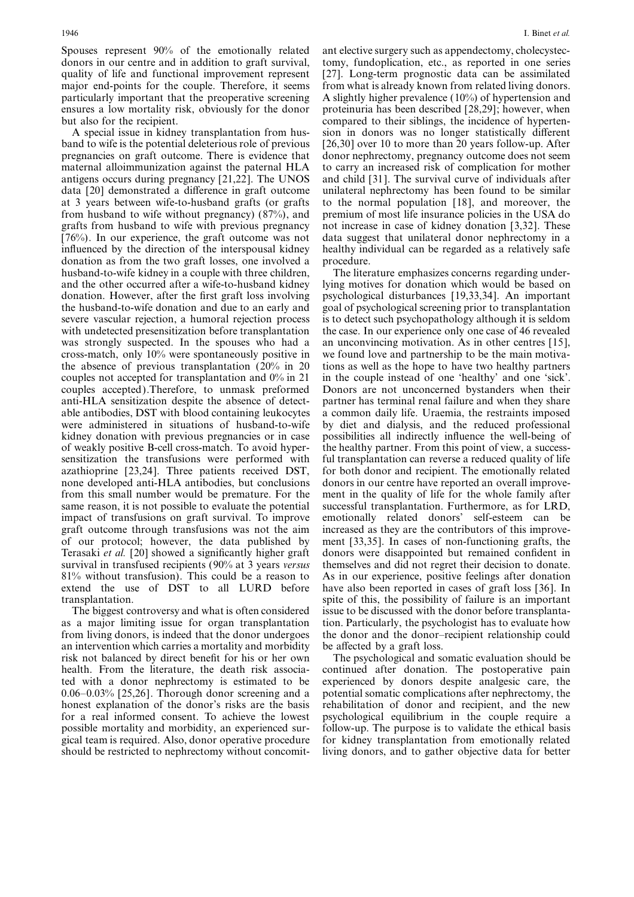Spouses represent 90% of the emotionally related donors in our centre and in addition to graft survival, quality of life and functional improvement represent major end-points for the couple. Therefore, it seems particularly important that the preoperative screening ensures a low mortality risk, obviously for the donor but also for the recipient.

A special issue in kidney transplantation from husband to wife is the potential deleterious role of previous pregnancies on graft outcome. There is evidence that maternal alloimmunization against the paternal HLA antigens occurs during pregnancy [21,22]. The UNOS data [20] demonstrated a difference in graft outcome at 3 years between wife-to-husband grafts (or grafts from husband to wife without pregnancy) (87%), and grafts from husband to wife with previous pregnancy [76%). In our experience, the graft outcome was not influenced by the direction of the interspousal kidney donation as from the two graft losses, one involved a husband-to-wife kidney in a couple with three children, and the other occurred after a wife-to-husband kidney donation. However, after the first graft loss involving the husband-to-wife donation and due to an early and severe vascular rejection, a humoral rejection process with undetected presensitization before transplantation was strongly suspected. In the spouses who had a cross-match, only 10% were spontaneously positive in the absence of previous transplantation (20% in 20 couples not accepted for transplantation and 0% in 21 couples accepted).Therefore, to unmask preformed anti-HLA sensitization despite the absence of detectable antibodies, DST with blood containing leukocytes were administered in situations of husband-to-wife kidney donation with previous pregnancies or in case of weakly positive B-cell cross-match. To avoid hypersensitization the transfusions were performed with azathioprine [23,24]. Three patients received DST, none developed anti-HLA antibodies, but conclusions from this small number would be premature. For the same reason, it is not possible to evaluate the potential impact of transfusions on graft survival. To improve graft outcome through transfusions was not the aim of our protocol; however, the data published by Terasaki *et al.* [20] showed a significantly higher graft survival in transfused recipients (90% at 3 years *versus* 81% without transfusion). This could be a reason to extend the use of DST to all LURD before transplantation.

The biggest controversy and what is often considered as a major limiting issue for organ transplantation from living donors, is indeed that the donor undergoes an intervention which carries a mortality and morbidity risk not balanced by direct benefit for his or her own health. From the literature, the death risk associated with a donor nephrectomy is estimated to be 0.06–0.03% [25,26]. Thorough donor screening and a honest explanation of the donor's risks are the basis for a real informed consent. To achieve the lowest possible mortality and morbidity, an experienced surgical team is required. Also, donor operative procedure should be restricted to nephrectomy without concomitant elective surgery such as appendectomy, cholecystectomy, fundoplication, etc., as reported in one series [27]. Long-term prognostic data can be assimilated from what is already known from related living donors. A slightly higher prevalence (10%) of hypertension and proteinuria has been described [28,29]; however, when compared to their siblings, the incidence of hypertension in donors was no longer statistically different [26,30] over 10 to more than 20 years follow-up. After donor nephrectomy, pregnancy outcome does not seem to carry an increased risk of complication for mother and child [31]. The survival curve of individuals after unilateral nephrectomy has been found to be similar to the normal population [18], and moreover, the premium of most life insurance policies in the USA do not increase in case of kidney donation [3,32]. These data suggest that unilateral donor nephrectomy in a healthy individual can be regarded as a relatively safe procedure.

The literature emphasizes concerns regarding underlying motives for donation which would be based on psychological disturbances [19,33,34]. An important goal of psychological screening prior to transplantation is to detect such psychopathology although it is seldom the case. In our experience only one case of 46 revealed an unconvincing motivation. As in other centres [15], we found love and partnership to be the main motivations as well as the hope to have two healthy partners in the couple instead of one 'healthy' and one 'sick'. Donors are not unconcerned bystanders when their partner has terminal renal failure and when they share a common daily life. Uraemia, the restraints imposed by diet and dialysis, and the reduced professional possibilities all indirectly influence the well-being of the healthy partner. From this point of view, a successful transplantation can reverse a reduced quality of life for both donor and recipient. The emotionally related donors in our centre have reported an overall improvement in the quality of life for the whole family after successful transplantation. Furthermore, as for LRD, emotionally related donors' self-esteem can be increased as they are the contributors of this improvement [33,35]. In cases of non-functioning grafts, the donors were disappointed but remained confident in themselves and did not regret their decision to donate. As in our experience, positive feelings after donation have also been reported in cases of graft loss [36]. In spite of this, the possibility of failure is an important issue to be discussed with the donor before transplantation. Particularly, the psychologist has to evaluate how the donor and the donor–recipient relationship could be affected by a graft loss.

The psychological and somatic evaluation should be continued after donation. The postoperative pain experienced by donors despite analgesic care, the potential somatic complications after nephrectomy, the rehabilitation of donor and recipient, and the new psychological equilibrium in the couple require a follow-up. The purpose is to validate the ethical basis for kidney transplantation from emotionally related living donors, and to gather objective data for better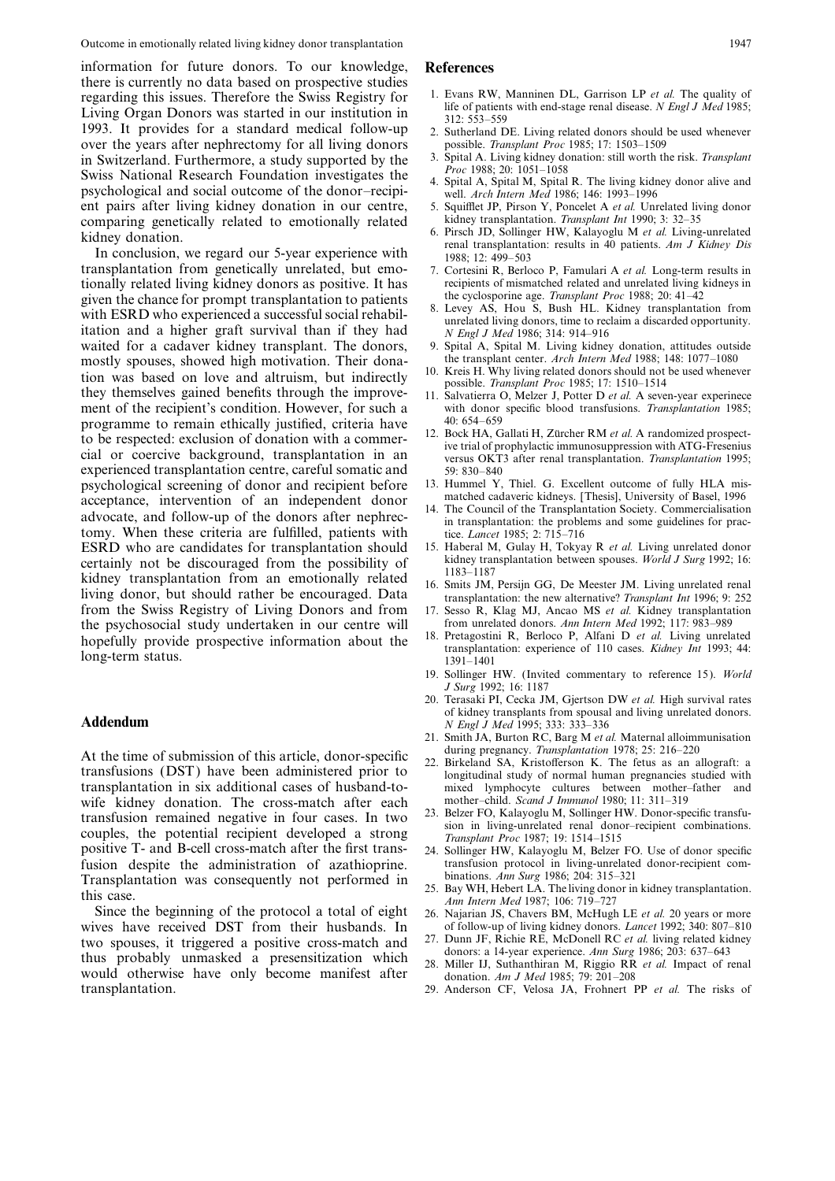information for future donors. To our knowledge, there is currently no data based on prospective studies regarding this issues. Therefore the Swiss Registry for Living Organ Donors was started in our institution in 1993. It provides for a standard medical follow-up over the years after nephrectomy for all living donors in Switzerland. Furthermore, a study supported by the Swiss National Research Foundation investigates the psychological and social outcome of the donor–recipient pairs after living kidney donation in our centre, comparing genetically related to emotionally related kidney donation.

In conclusion, we regard our 5-year experience with transplantation from genetically unrelated, but emotionally related living kidney donors as positive. It has given the chance for prompt transplantation to patients with ESRD who experienced a successful social rehabilitation and a higher graft survival than if they had waited for a cadaver kidney transplant. The donors, mostly spouses, showed high motivation. Their donation was based on love and altruism, but indirectly they themselves gained benefits through the improvement of the recipient's condition. However, for such a programme to remain ethically justified, criteria have to be respected: exclusion of donation with a commercial or coercive background, transplantation in an experienced transplantation centre, careful somatic and psychological screening of donor and recipient before acceptance, intervention of an independent donor advocate, and follow-up of the donors after nephrectomy. When these criteria are fulfilled, patients with ESRD who are candidates for transplantation should certainly not be discouraged from the possibility of kidney transplantation from an emotionally related living donor, but should rather be encouraged. Data from the Swiss Registry of Living Donors and from the psychosocial study undertaken in our centre will hopefully provide prospective information about the long-term status.

## Addendum

At the time of submission of this article, donor-specific transfusions (DST) have been administered prior to transplantation in six additional cases of husband-to-wife kidney donation. The cross-match after each transfusion remained negative in four cases. In two couples, the potential recipient developed a strong positive T- and B-cell cross-match after the first transfusion despite the administration of azathioprine. Transplantation was consequently not performed in this case.

Since the beginning of the protocol a total of eight wives have received DST from their husbands. In two spouses, it triggered a positive cross-match and thus probably unmasked a presensitization which would otherwise have only become manifest after transplantation.

## References

1. Evans RW, Manninen DL, Garrison LP *et al.* The quality of life of patients with end-stage renal disease. *N Engl J Med* 1985; 312: 553–559
2. Sutherland DE. Living related donors should be used whenever possible. *Transplant Proc* 1985; 17: 1503–1509
3. Spital A. Living kidney donation: still worth the risk. *Transplant Proc* 1988; 20: 1051–1058
4. Spital A, Spital M, Spital R. The living kidney donor alive and well. *Arch Intern Med* 1986; 146: 1993–1996
5. Squifflet JP, Pirson Y, Poncelet A *et al.* Unrelated living donor kidney transplantation. *Transplant Int* 1990; 3: 32–35
6. Pirsch JD, Sollinger HW, Kalayoglu M *et al.* Living-unrelated renal transplantation: results in 40 patients. *Am J Kidney Dis* 1988; 12: 499–503
7. Cortesini R, Berloco P, Famulari A *et al.* Long-term results in recipients of mismatched related and unrelated living kidneys in the cyclosporine age. *Transplant Proc* 1988; 20: 41–42
8. Levey AS, Hou S, Bush HL. Kidney transplantation from unrelated living donors, time to reclaim a discarded opportunity. *N Engl J Med* 1986; 314: 914–916
9. Spital A, Spital M. Living kidney donation, attitudes outside the transplant center. *Arch Intern Med* 1988; 148: 1077–1080
10. Kreis H. Why living related donors should not be used whenever possible. *Transplant Proc* 1985; 17: 1510–1514
11. Salvatierra O, Melzer J, Potter D *et al.* A seven-year experinece with donor specific blood transfusions. *Transplantation* 1985; 40: 654–659
12. Bock HA, Gallati H, Zürcher RM *et al.* A randomized prospective trial of prophylactic immunosuppression with ATG-Fresenius versus OKT3 after renal transplantation. *Transplantation* 1995; 59: 830–840
13. Hummel Y, Thiel. G. Excellent outcome of fully HLA mismatched cadaveric kidneys. [Thesis], University of Basel, 1996
14. The Council of the Transplantation Society. Commercialisation in transplantation: the problems and some guidelines for practice. *Lancet* 1985; 2: 715–716
15. Haberal M, Gulay H, Tokyay R *et al.* Living unrelated donor kidney transplantation between spouses. *World J Surg* 1992; 16: 1183–1187
16. Smits JM, Persijn GG, De Meester JM. Living unrelated renal transplantation: the new alternative? *Transplant Int* 1996; 9: 252
17. Sesso R, Klag MJ, Ancao MS *et al.* Kidney transplantation from unrelated donors. *Ann Intern Med* 1992; 117: 983–989
18. Pretagostini R, Berloco P, Alfani D *et al.* Living unrelated transplantation: experience of 110 cases. *Kidney Int* 1993; 44: 1391–1401
19. Sollinger HW. (Invited commentary to reference 15). *World J Surg* 1992; 16: 1187
20. Terasaki PI, Cecka JM, Gjertson DW *et al.* High survival rates of kidney transplants from spousal and living unrelated donors. *N Engl J Med* 1995; 333: 333–336
21. Smith JA, Burton RC, Barg M *et al.* Maternal alloimmunisation during pregnancy. *Transplantation* 1978; 25: 216–220
22. Birkeland SA, Kristofferson K. The fetus as an allograft: a longitudinal study of normal human pregnancies studied with mixed lymphocyte cultures between mother–father and mother–child. *Scand J Immunol* 1980; 11: 311–319
23. Belzer FO, Kalayoglu M, Sollinger HW. Donor-specific transfusion in living-unrelated renal donor–recipient combinations. *Transplant Proc* 1987; 19: 1514–1515
24. Sollinger HW, Kalayoglu M, Belzer FO. Use of donor specific transfusion protocol in living-unrelated donor-recipient combinations. *Ann Surg* 1986; 204: 315–321
25. Bay WH, Hebert LA. The living donor in kidney transplantation. *Ann Intern Med* 1987; 106: 719–727
26. Najarian JS, Chavers BM, McHugh LE *et al.* 20 years or more of follow-up of living kidney donors. *Lancet* 1992; 340: 807–810
27. Dunn JF, Richie RE, McDonell RC *et al.* living related kidney donors: a 14-year experience. *Ann Surg* 1986; 203: 637–643
28. Miller IJ, Suthanthiran M, Riggio RR *et al.* Impact of renal donation. *Am J Med* 1985; 79: 201–208
29. Anderson CF, Velosa JA, Frohnert PP *et al.* The risks of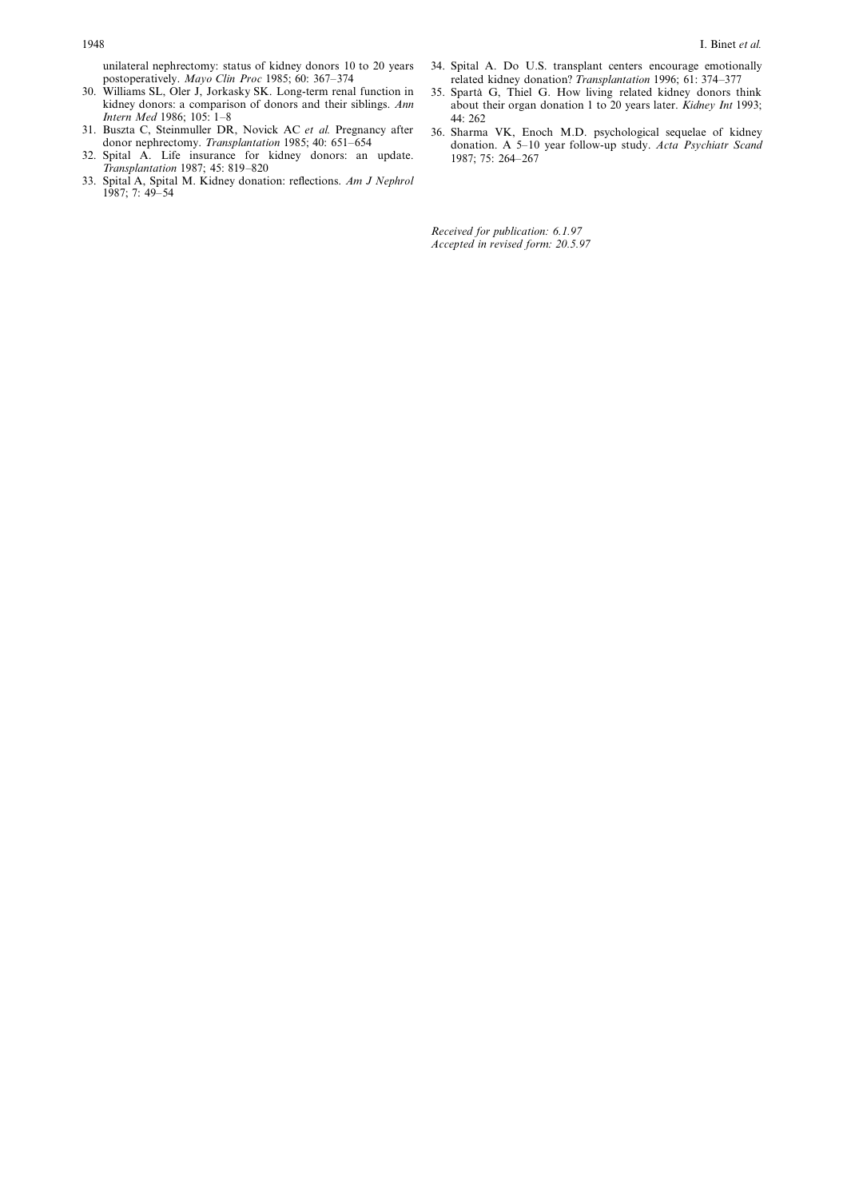unilateral nephrectomy: status of kidney donors 10 to 20 years postoperatively. *Mayo Clin Proc* 1985; 60: 367–374

30. Williams SL, Oler J, Jorkasky SK. Long-term renal function in kidney donors: a comparison of donors and their siblings. *Ann Intern Med* 1986; 105: 1–8
31. Buszta C, Steinmuller DR, Novick AC *et al.* Pregnancy after donor nephrectomy. *Transplantation* 1985; 40: 651–654
32. Spital A. Life insurance for kidney donors: an update. *Transplantation* 1987; 45: 819–820
33. Spital A, Spital M. Kidney donation: reflections. *Am J Nephrol* 1987; 7: 49–54
34. Spital A. Do U.S. transplant centers encourage emotionally related kidney donation? *Transplantation* 1996; 61: 374–377
35. Spartà G, Thiel G. How living related kidney donors think about their organ donation 1 to 20 years later. *Kidney Int* 1993; 44: 262
36. Sharma VK, Enoch M.D. psychological sequelae of kidney donation. A 5–10 year follow-up study. *Acta Psychiatr Scand* 1987; 75: 264–267

*Received for publication: 6.1.97*
*Accepted in revised form: 20.5.97*